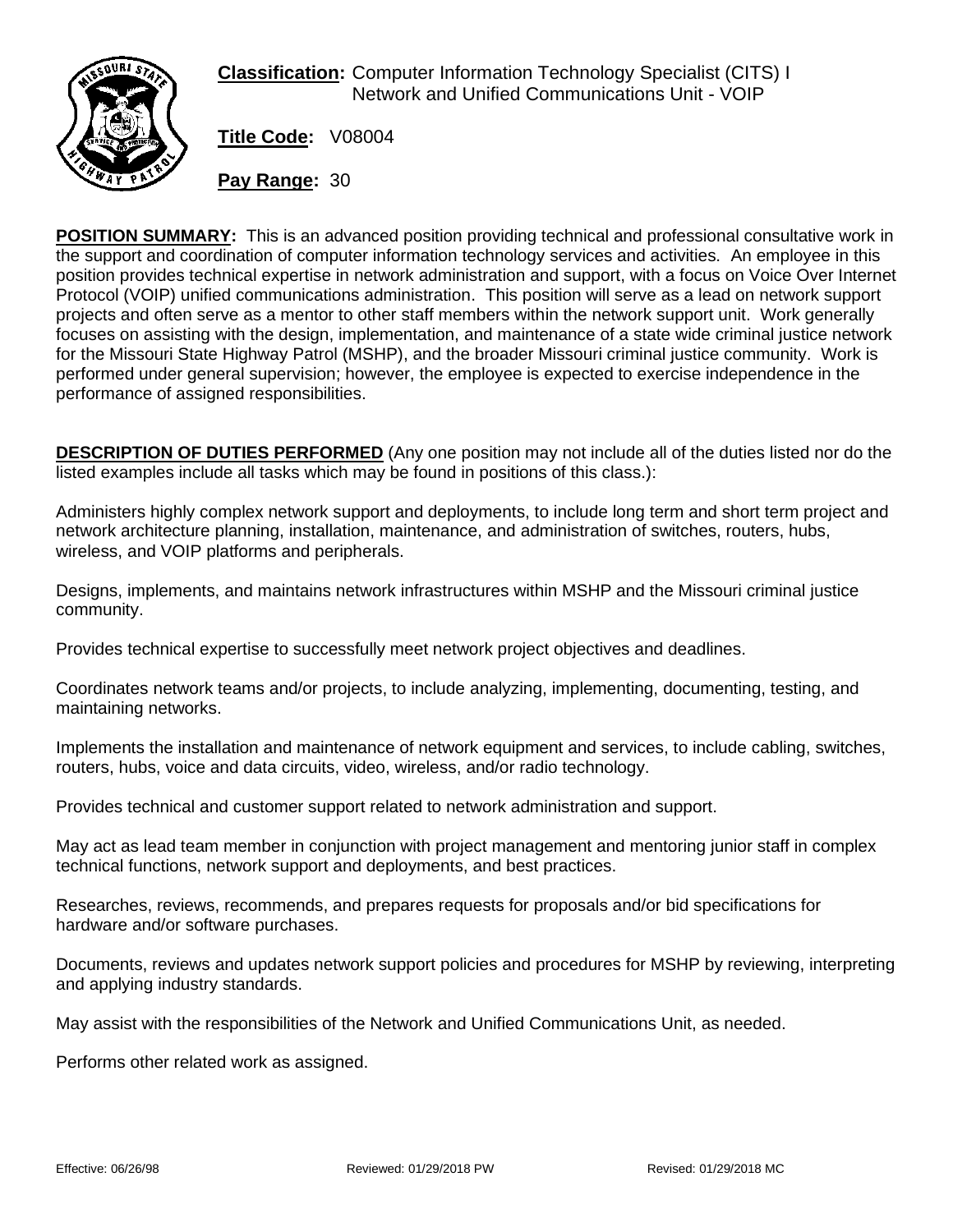**Classification:** Computer Information Technology Specialist (CITS) I
Network and Unified Communications Unit - VOIP

**Title Code:** V08004

**Pay Range:** 30

**POSITION SUMMARY:** This is an advanced position providing technical and professional consultative work in the support and coordination of computer information technology services and activities. An employee in this position provides technical expertise in network administration and support, with a focus on Voice Over Internet Protocol (VOIP) unified communications administration. This position will serve as a lead on network support projects and often serve as a mentor to other staff members within the network support unit. Work generally focuses on assisting with the design, implementation, and maintenance of a state wide criminal justice network for the Missouri State Highway Patrol (MSHP), and the broader Missouri criminal justice community. Work is performed under general supervision; however, the employee is expected to exercise independence in the performance of assigned responsibilities.

**DESCRIPTION OF DUTIES PERFORMED** (Any one position may not include all of the duties listed nor do the listed examples include all tasks which may be found in positions of this class.):

Administers highly complex network support and deployments, to include long term and short term project and network architecture planning, installation, maintenance, and administration of switches, routers, hubs, wireless, and VOIP platforms and peripherals.

Designs, implements, and maintains network infrastructures within MSHP and the Missouri criminal justice community.

Provides technical expertise to successfully meet network project objectives and deadlines.

Coordinates network teams and/or projects, to include analyzing, implementing, documenting, testing, and maintaining networks.

Implements the installation and maintenance of network equipment and services, to include cabling, switches, routers, hubs, voice and data circuits, video, wireless, and/or radio technology.

Provides technical and customer support related to network administration and support.

May act as lead team member in conjunction with project management and mentoring junior staff in complex technical functions, network support and deployments, and best practices.

Researches, reviews, recommends, and prepares requests for proposals and/or bid specifications for hardware and/or software purchases.

Documents, reviews and updates network support policies and procedures for MSHP by reviewing, interpreting and applying industry standards.

May assist with the responsibilities of the Network and Unified Communications Unit, as needed.

Performs other related work as assigned.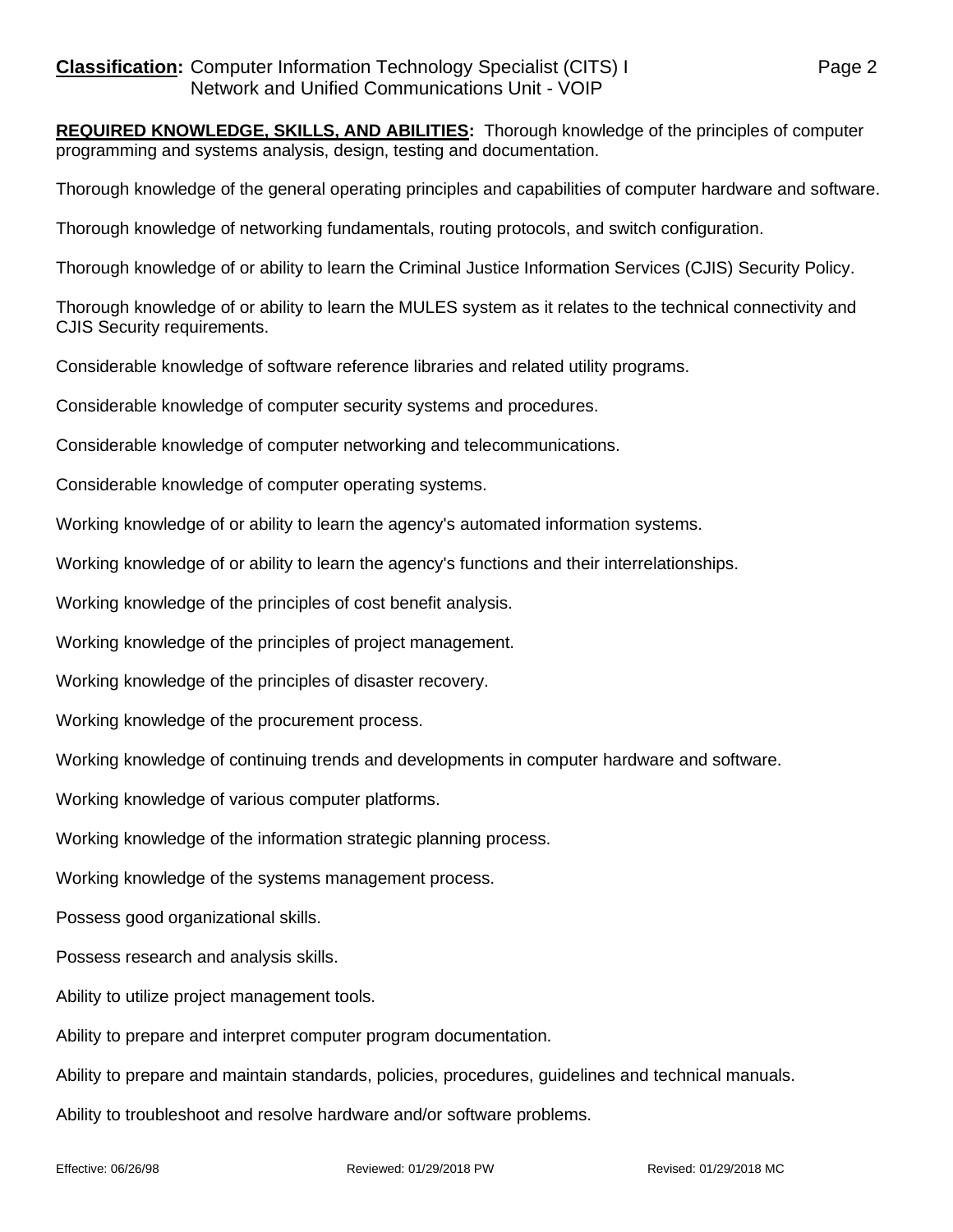**REQUIRED KNOWLEDGE, SKILLS, AND ABILITIES:** Thorough knowledge of the principles of computer programming and systems analysis, design, testing and documentation.

Thorough knowledge of the general operating principles and capabilities of computer hardware and software.

Thorough knowledge of networking fundamentals, routing protocols, and switch configuration.

Thorough knowledge of or ability to learn the Criminal Justice Information Services (CJIS) Security Policy.

Thorough knowledge of or ability to learn the MULES system as it relates to the technical connectivity and CJIS Security requirements.

Considerable knowledge of software reference libraries and related utility programs.

Considerable knowledge of computer security systems and procedures.

Considerable knowledge of computer networking and telecommunications.

Considerable knowledge of computer operating systems.

Working knowledge of or ability to learn the agency's automated information systems.

Working knowledge of or ability to learn the agency's functions and their interrelationships.

Working knowledge of the principles of cost benefit analysis.

Working knowledge of the principles of project management.

Working knowledge of the principles of disaster recovery.

Working knowledge of the procurement process.

Working knowledge of continuing trends and developments in computer hardware and software.

Working knowledge of various computer platforms.

Working knowledge of the information strategic planning process.

Working knowledge of the systems management process.

Possess good organizational skills.

Possess research and analysis skills.

Ability to utilize project management tools.

Ability to prepare and interpret computer program documentation.

Ability to prepare and maintain standards, policies, procedures, guidelines and technical manuals.

Ability to troubleshoot and resolve hardware and/or software problems.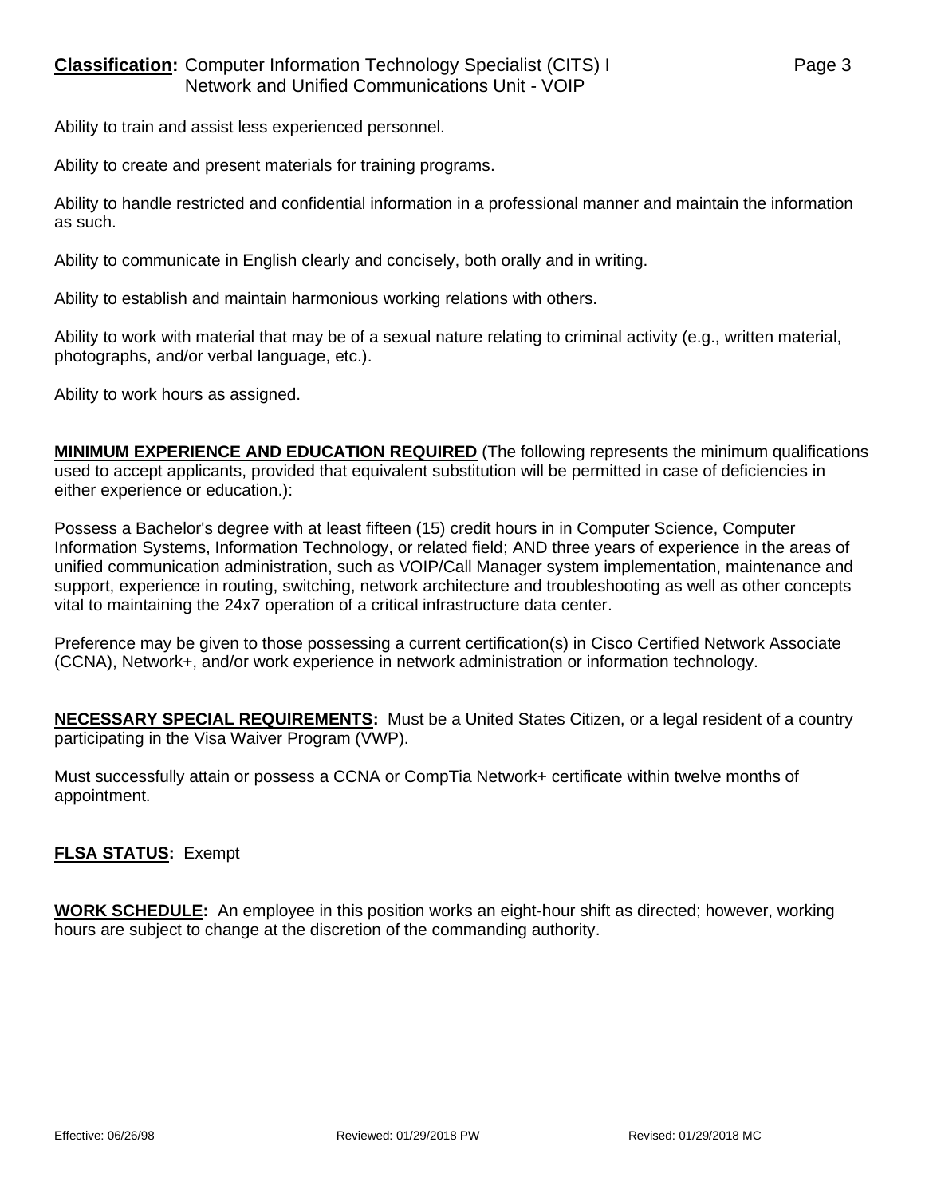Ability to train and assist less experienced personnel.

Ability to create and present materials for training programs.

Ability to handle restricted and confidential information in a professional manner and maintain the information as such.

Ability to communicate in English clearly and concisely, both orally and in writing.

Ability to establish and maintain harmonious working relations with others.

Ability to work with material that may be of a sexual nature relating to criminal activity (e.g., written material, photographs, and/or verbal language, etc.).

Ability to work hours as assigned.

**MINIMUM EXPERIENCE AND EDUCATION REQUIRED** (The following represents the minimum qualifications used to accept applicants, provided that equivalent substitution will be permitted in case of deficiencies in either experience or education.):

Possess a Bachelor's degree with at least fifteen (15) credit hours in in Computer Science, Computer Information Systems, Information Technology, or related field; AND three years of experience in the areas of unified communication administration, such as VOIP/Call Manager system implementation, maintenance and support, experience in routing, switching, network architecture and troubleshooting as well as other concepts vital to maintaining the 24x7 operation of a critical infrastructure data center.

Preference may be given to those possessing a current certification(s) in Cisco Certified Network Associate (CCNA), Network+, and/or work experience in network administration or information technology.

**NECESSARY SPECIAL REQUIREMENTS:** Must be a United States Citizen, or a legal resident of a country participating in the Visa Waiver Program (VWP).

Must successfully attain or possess a CCNA or CompTia Network+ certificate within twelve months of appointment.

**FLSA STATUS:** Exempt

**WORK SCHEDULE:** An employee in this position works an eight-hour shift as directed; however, working hours are subject to change at the discretion of the commanding authority.

Effective: 06/26/98 Reviewed: 01/29/2018 PW Revised: 01/29/2018 MC